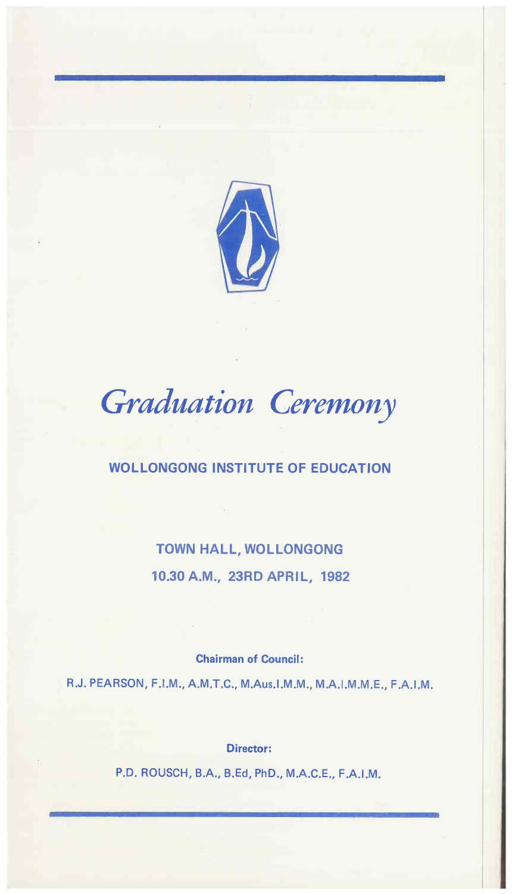# *Graduation Ceremony*

## WOLLONGONG INSTITUTE OF EDUCATION

TOWN HALL, WOLLONGONG

10.30 A.M., 23RD APRIL, 1982

**Chairman of Council:**

R.J. PEARSON, F.I.M., A.M.T.C., M.Aus.I.M.M., M.A.I.M.M.E., F.A.I.M.

**Director:**

P.D. ROUSCH, B.A., B.Ed, PhD., M.A.C.E., F.A.I.M.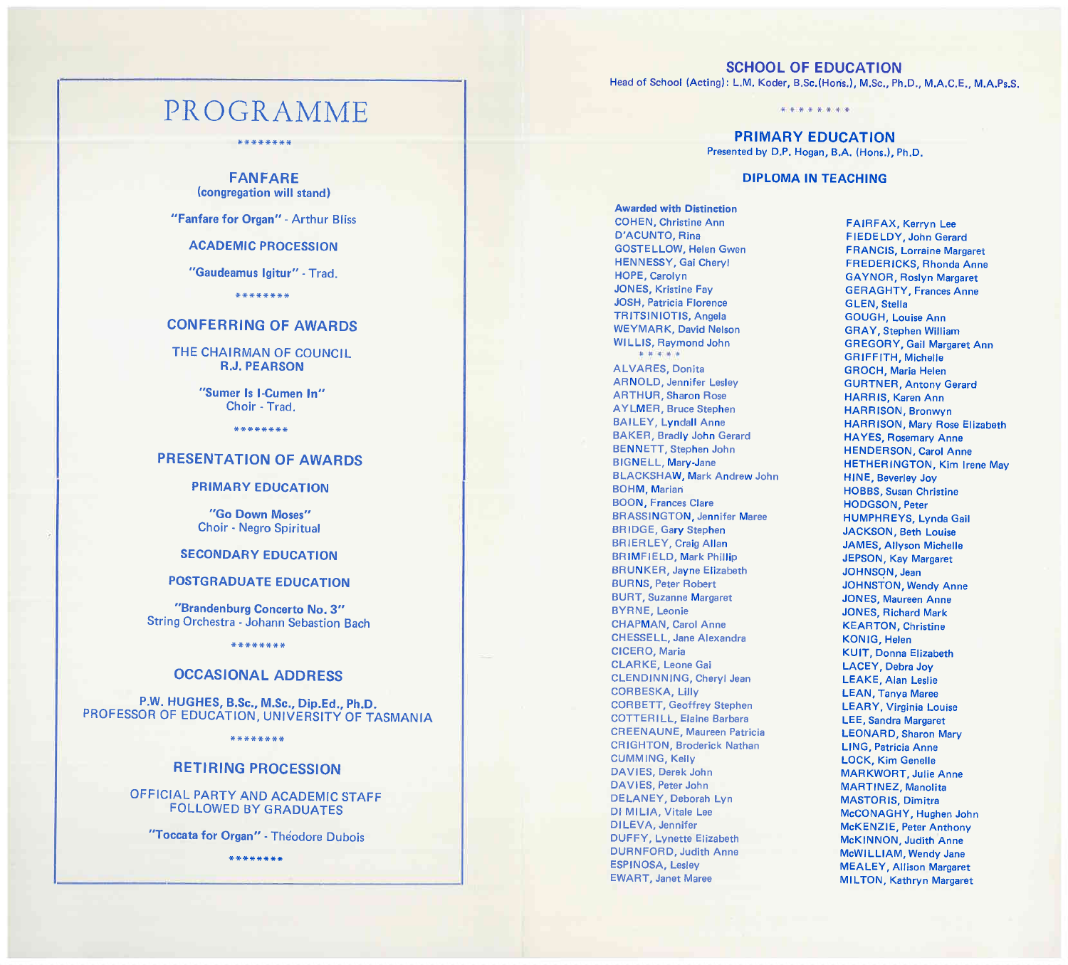# PROGRAMME

********

## FANFARE
(congregation will stand)

"Fanfare for Organ" - Arthur Bliss

ACADEMIC PROCESSION

"Gaudeamus Igitur" - Trad.

********

## CONFERRING OF AWARDS

THE CHAIRMAN OF COUNCIL
R.J. PEARSON

"Sumer Is I-Cumen In"
Choir - Trad.

********

## PRESENTATION OF AWARDS

PRIMARY EDUCATION

"Go Down Moses"
Choir - Negro Spiritual

SECONDARY EDUCATION

POSTGRADUATE EDUCATION

"Brandenburg Concerto No. 3"
String Orchestra - Johann Sebastian Bach

********

## OCCASIONAL ADDRESS

P.W. HUGHES, B.Sc., M.Sc., Dip.Ed., Ph.D.
PROFESSOR OF EDUCATION, UNIVERSITY OF TASMANIA

********

## RETIRING PROCESSION

OFFICIAL PARTY AND ACADEMIC STAFF
FOLLOWED BY GRADUATES

"Toccata for Organ" - Théodore Dubois

********

# SCHOOL OF EDUCATION

Head of School (Acting): L.M. Koder, B.Sc.(Hons.), M.Sc., Ph.D., M.A.C.E., M.A.Ps.S.

********

## PRIMARY EDUCATION

Presented by D.P. Hogan, B.A. (Hons.), Ph.D.

### DIPLOMA IN TEACHING

**Awarded with Distinction**

COHEN, Christine Ann
D'ACUNTO, Rina
GOSTELLOW, Helen Gwen
HENNESSY, Gai Cheryl
HOPE, Carolyn
JONES, Kristine Fay
JOSH, Patricia Florence
TRITSINIOTIS, Angela
WEYMARK, David Nelson
WILLIS, Raymond John

*****

ALVARES, Donita
ARNOLD, Jennifer Lesley
ARTHUR, Sharon Rose
AYLMER, Bruce Stephen
BAILEY, Lyndall Anne
BAKER, Bradly John Gerard
BENNETT, Stephen John
BIGNELL, Mary-Jane
BLACKSHAW, Mark Andrew John
BOHM, Marian
BOON, Frances Clare
BRASSINGTON, Jennifer Maree
BRIDGE, Gary Stephen
BRIERLEY, Craig Allan
BRIMFIELD, Mark Phillip
BRUNKER, Jayne Elizabeth
BURNS, Peter Robert
BURT, Suzanne Margaret
BYRNE, Leonie
CHAPMAN, Carol Anne
CHESSELL, Jane Alexandra
CICERO, Maria
CLARKE, Leone Gai
CLENDINNING, Cheryl Jean
CORBESKA, Lilly
CORBETT, Geoffrey Stephen
COTTERILL, Elaine Barbara
CREENAUNE, Maureen Patricia
CRIGHTON, Broderick Nathan
CUMMING, Kelly
DAVIES, Derek John
DAVIES, Peter John
DELANEY, Deborah Lyn
DI MILIA, Vitale Lee
DILEVA, Jennifer
DUFFY, Lynette Elizabeth
DURNFORD, Judith Anne
ESPINOSA, Lesley
EWART, Janet Maree
FAIRFAX, Kerryn Lee
FIEDELDY, John Gerard
FRANCIS, Lorraine Margaret
FREDERICKS, Rhonda Anne
GAYNOR, Roslyn Margaret
GERAGHTY, Frances Anne
GLEN, Stella
GOUGH, Louise Ann
GRAY, Stephen William
GREGORY, Gail Margaret Ann
GRIFFITH, Michelle
GROCH, Maria Helen
GURTNER, Antony Gerard
HARRIS, Karen Ann
HARRISON, Bronwyn
HARRISON, Mary Rose Elizabeth
HAYES, Rosemary Anne
HENDERSON, Carol Anne
HETHERINGTON, Kim Irene May
HINE, Beverley Joy
HOBBS, Susan Christine
HODGSON, Peter
HUMPHREYS, Lynda Gail
JACKSON, Beth Louise
JAMES, Allyson Michelle
JEPSON, Kay Margaret
JOHNSON, Jean
JOHNSTON, Wendy Anne
JONES, Maureen Anne
JONES, Richard Mark
KEARTON, Christine
KONIG, Helen
KUIT, Donna Elizabeth
LACEY, Debra Joy
LEAKE, Alan Leslie
LEAN, Tanya Maree
LEARY, Virginia Louise
LEE, Sandra Margaret
LEONARD, Sharon Mary
LING, Patricia Anne
LOCK, Kim Genelle
MARKWORT, Julie Anne
MARTINEZ, Manolita
MASTORIS, Dimitra
McCONAGHY, Hughen John
McKENZIE, Peter Anthony
McKINNON, Judith Anne
McWILLIAM, Wendy Jane
MEALEY, Allison Margaret
MILTON, Kathryn Margaret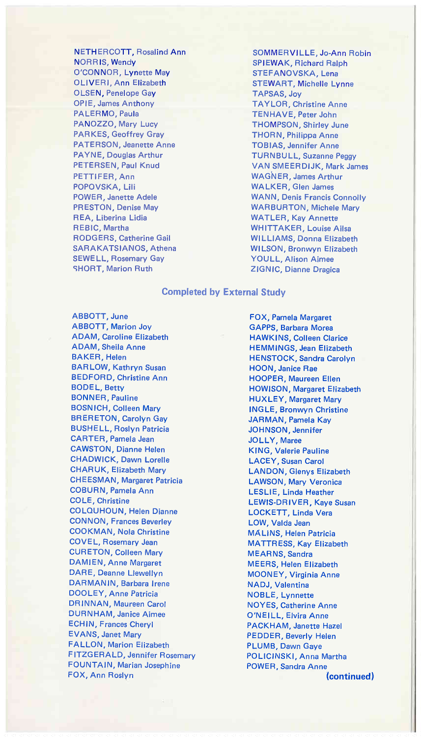NETHERCOTT, Rosalind Ann
NORRIS, Wendy
O'CONNOR, Lynette May
OLIVERI, Ann Elizabeth
OLSEN, Penelope Gay
OPIE, James Anthony
PALERMO, Paula
PANOZZO, Mary Lucy
PARKES, Geoffrey Gray
PATERSON, Jeanette Anne
PAYNE, Douglas Arthur
PETERSEN, Paul Knud
PETTIFER, Ann
POPOVSKA, Lili
POWER, Janette Adele
PRESTON, Denise May
REA, Liberina Lidia
REBIC, Martha
RODGERS, Catherine Gail
SARAKATSIANOS, Athena
SEWELL, Rosemary Gay
SHORT, Marion Ruth
SOMMERVILLE, Jo-Ann Robin
SPIEWAK, Richard Ralph
STEFANOVSKA, Lena
STEWART, Michelle Lynne
TAPSAS, Joy
TAYLOR, Christine Anne
TENHAVE, Peter John
THOMPSON, Shirley June
THORN, Philippa Anne
TOBIAS, Jennifer Anne
TURNBULL, Suzanne Peggy
VAN SMEERDIJK, Mark James
WAGNER, James Arthur
WALKER, Glen James
WANN, Denis Francis Connolly
WARBURTON, Michele Mary
WATLER, Kay Annette
WHITTAKER, Louise Ailsa
WILLIAMS, Donna Elizabeth
WILSON, Bronwyn Elizabeth
YOULL, Alison Aimee
ZIGNIC, Dianne Dragica

## Completed by External Study

ABBOTT, June
ABBOTT, Marion Joy
ADAM, Caroline Elizabeth
ADAM, Sheila Anne
BAKER, Helen
BARLOW, Kathryn Susan
BEDFORD, Christine Ann
BODEL, Betty
BONNER, Pauline
BOSNICH, Colleen Mary
BRERETON, Carolyn Gay
BUSHELL, Roslyn Patricia
CARTER, Pamela Jean
CAWSTON, Dianne Helen
CHADWICK, Dawn Lorelle
CHARUK, Elizabeth Mary
CHEESMAN, Margaret Patricia
COBURN, Pamela Ann
COLE, Christine
COLQUHOUN, Helen Dianne
CONNON, Frances Beverley
COOKMAN, Nola Christine
COVEL, Rosemary Jean
CURETON, Colleen Mary
DAMIEN, Anne Margaret
DARE, Deanne Llewellyn
DARMANIN, Barbara Irene
DOOLEY, Anne Patricia
DRINNAN, Maureen Carol
DURNHAM, Janice Aimee
ECHIN, Frances Cheryl
EVANS, Janet Mary
FALLON, Marion Elizabeth
FITZGERALD, Jennifer Rosemary
FOUNTAIN, Marian Josephine
FOX, Ann Roslyn
FOX, Pamela Margaret
GAPPS, Barbara Morea
HAWKINS, Colleen Clarice
HEMMINGS, Jean Elizabeth
HENSTOCK, Sandra Carolyn
HOON, Janice Rae
HOOPER, Maureen Ellen
HOWISON, Margaret Elizabeth
HUXLEY, Margaret Mary
INGLE, Bronwyn Christine
JARMAN, Pamela Kay
JOHNSON, Jennifer
JOLLY, Maree
KING, Valerie Pauline
LACEY, Susan Carol
LANDON, Glenys Elizabeth
LAWSON, Mary Veronica
LESLIE, Linda Heather
LEWIS-DRIVER, Kaye Susan
LOCKETT, Linda Vera
LOW, Valda Jean
MALINS, Helen Patricia
MATTRESS, Kay Elizabeth
MEARNS, Sandra
MEERS, Helen Elizabeth
MOONEY, Virginia Anne
NADJ, Valentina
NOBLE, Lynnette
NOYES, Catherine Anne
O'NEILL, Elvira Anne
PACKHAM, Janette Hazel
PEDDER, Beverly Helen
PLUMB, Dawn Gaye
POLICINSKI, Anna Martha
POWER, Sandra Anne

**(continued)**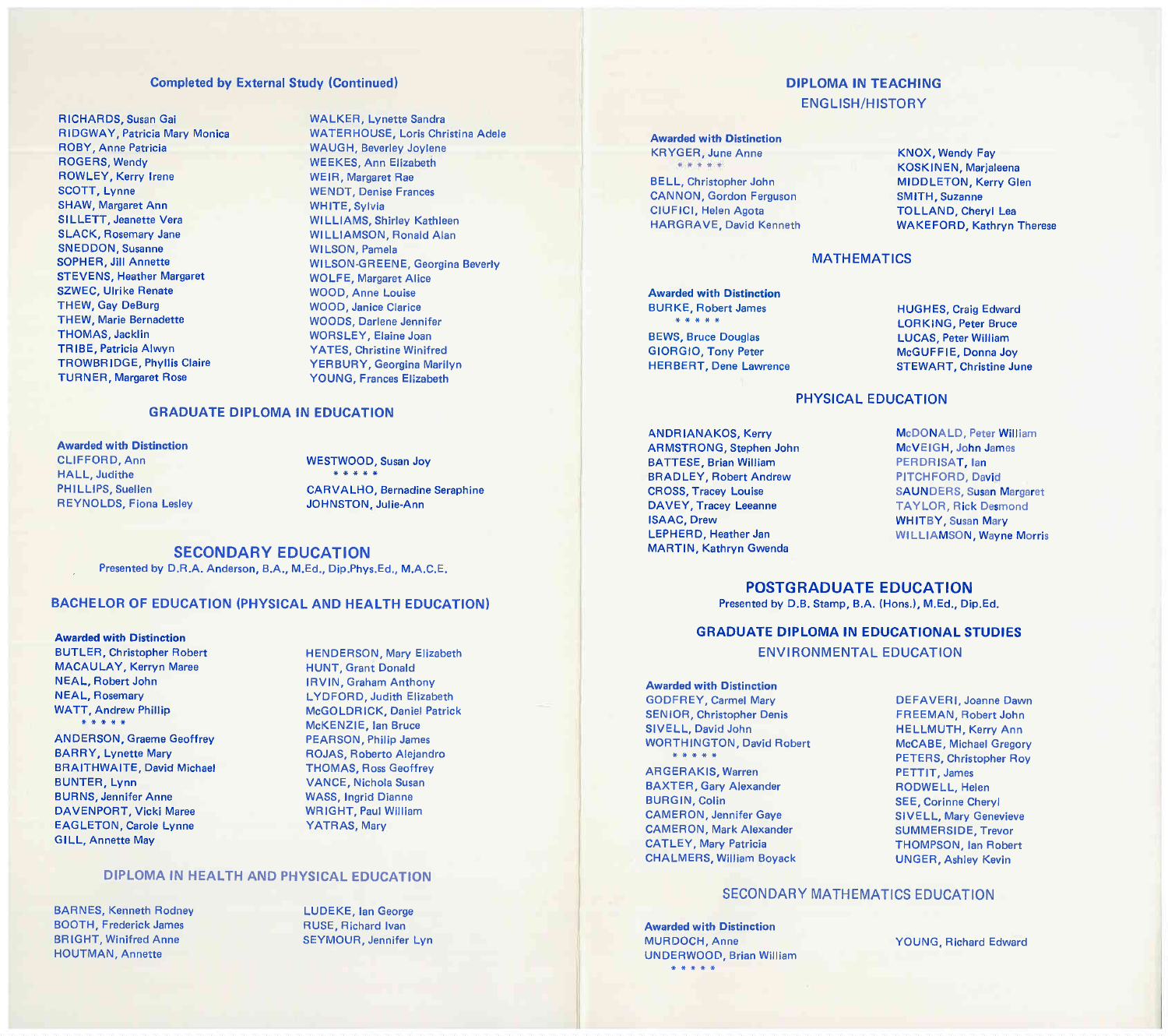## Completed by External Study (Continued)

RICHARDS, Susan Gai
RIDGWAY, Patricia Mary Monica
ROBY, Anne Patricia
ROGERS, Wendy
ROWLEY, Kerry Irene
SCOTT, Lynne
SHAW, Margaret Ann
SILLETT, Jeanette Vera
SLACK, Rosemary Jane
SNEDDON, Susanne
SOPHER, Jill Annette
STEVENS, Heather Margaret
SZWEC, Ulrike Renate
THEW, Gay DeBurg
THEW, Marie Bernadette
THOMAS, Jacklin
TRIBE, Patricia Alwyn
TROWBRIDGE, Phyllis Claire
TURNER, Margaret Rose
WALKER, Lynette Sandra
WATERHOUSE, Loris Christina Adele
WAUGH, Beverley Joylene
WEEKES, Ann Elizabeth
WEIR, Margaret Rae
WENDT, Denise Frances
WHITE, Sylvia
WILLIAMS, Shirley Kathleen
WILLIAMSON, Ronald Alan
WILSON, Pamela
WILSON-GREENE, Georgina Beverly
WOLFE, Margaret Alice
WOOD, Anne Louise
WOOD, Janice Clarice
WOODS, Darlene Jennifer
WORSLEY, Elaine Joan
YATES, Christine Winifred
YERBURY, Georgina Marilyn
YOUNG, Frances Elizabeth

## GRADUATE DIPLOMA IN EDUCATION

**Awarded with Distinction**
CLIFFORD, Ann
HALL, Judithe
PHILLIPS, Suellen
REYNOLDS, Fiona Lesley
WESTWOOD, Susan Joy
* * * * *
CARVALHO, Bernadine Seraphine
JOHNSTON, Julie-Ann

# SECONDARY EDUCATION

Presented by D.R.A. Anderson, B.A., M.Ed., Dip.Phys.Ed., M.A.C.E.

## BACHELOR OF EDUCATION (PHYSICAL AND HEALTH EDUCATION)

**Awarded with Distinction**
BUTLER, Christopher Robert
MACAULAY, Kerryn Maree
NEAL, Robert John
NEAL, Rosemary
WATT, Andrew Phillip
* * * * *
ANDERSON, Graeme Geoffrey
BARRY, Lynette Mary
BRAITHWAITE, David Michael
BUNTER, Lynn
BURNS, Jennifer Anne
DAVENPORT, Vicki Maree
EAGLETON, Carole Lynne
GILL, Annette May
HENDERSON, Mary Elizabeth
HUNT, Grant Donald
IRVIN, Graham Anthony
LYDFORD, Judith Elizabeth
McGOLDRICK, Daniel Patrick
McKENZIE, Ian Bruce
PEARSON, Philip James
ROJAS, Roberto Alejandro
THOMAS, Ross Geoffrey
VANCE, Nichola Susan
WASS, Ingrid Dianne
WRIGHT, Paul William
YATRAS, Mary

## DIPLOMA IN HEALTH AND PHYSICAL EDUCATION

BARNES, Kenneth Rodney
BOOTH, Frederick James
BRIGHT, Winifred Anne
HOUTMAN, Annette
LUDEKE, Ian George
RUSE, Richard Ivan
SEYMOUR, Jennifer Lyn

## DIPLOMA IN TEACHING

### ENGLISH/HISTORY

**Awarded with Distinction**
KRYGER, June Anne
* * * * *
BELL, Christopher John
CANNON, Gordon Ferguson
CIUFICI, Helen Agota
HARGRAVE, David Kenneth
KNOX, Wendy Fay
KOSKINEN, Marjaleena
MIDDLETON, Kerry Glen
SMITH, Suzanne
TOLLAND, Cheryl Lea
WAKEFORD, Kathryn Therese

### MATHEMATICS

**Awarded with Distinction**
BURKE, Robert James
* * * * *
BEWS, Bruce Douglas
GIORGIO, Tony Peter
HERBERT, Dene Lawrence
HUGHES, Craig Edward
LORKING, Peter Bruce
LUCAS, Peter William
McGUFFIE, Donna Joy
STEWART, Christine June

### PHYSICAL EDUCATION

ANDRIANAKOS, Kerry
ARMSTRONG, Stephen John
BATTESE, Brian William
BRADLEY, Robert Andrew
CROSS, Tracey Louise
DAVEY, Tracey Leeanne
ISAAC, Drew
LEPHERD, Heather Jan
MARTIN, Kathryn Gwenda
McDONALD, Peter William
McVEIGH, John James
PERDRISAT, Ian
PITCHFORD, David
SAUNDERS, Susan Margaret
TAYLOR, Rick Desmond
WHITBY, Susan Mary
WILLIAMSON, Wayne Morris

# POSTGRADUATE EDUCATION

Presented by D.B. Stamp, B.A. (Hons.), M.Ed., Dip.Ed.

## GRADUATE DIPLOMA IN EDUCATIONAL STUDIES

### ENVIRONMENTAL EDUCATION

**Awarded with Distinction**
GODFREY, Carmel Mary
SENIOR, Christopher Denis
SIVELL, David John
WORTHINGTON, David Robert
* * * * *
ARGERAKIS, Warren
BAXTER, Gary Alexander
BURGIN, Colin
CAMERON, Jennifer Gaye
CAMERON, Mark Alexander
CATLEY, Mary Patricia
CHALMERS, William Boyack
DEFAVERI, Joanne Dawn
FREEMAN, Robert John
HELLMUTH, Kerry Ann
McCABE, Michael Gregory
PETERS, Christopher Roy
PETTIT, James
RODWELL, Helen
SEE, Corinne Cheryl
SIVELL, Mary Genevieve
SUMMERSIDE, Trevor
THOMPSON, Ian Robert
UNGER, Ashley Kevin

### SECONDARY MATHEMATICS EDUCATION

**Awarded with Distinction**
MURDOCH, Anne
UNDERWOOD, Brian William
* * * * *
YOUNG, Richard Edward